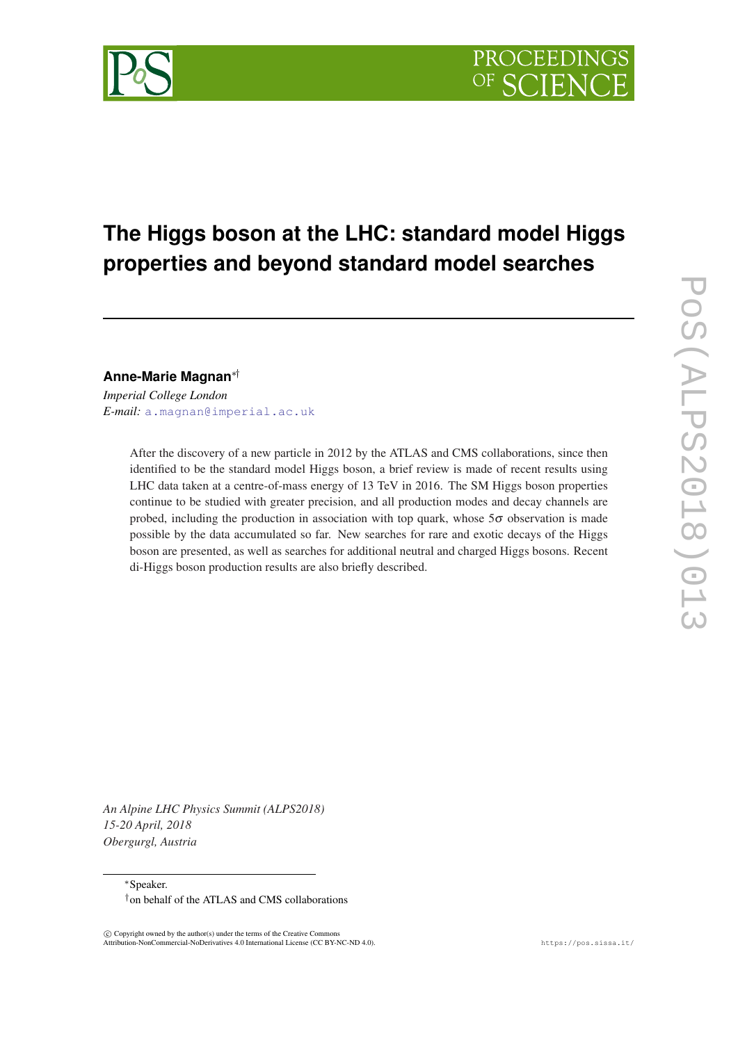# The Higgs boson at the LHC: standard model Higgs properties and beyond standard model searches

**Anne-Marie Magnan**[∗†]

*Imperial College London*
*E-mail:* a.magnan@imperial.ac.uk

After the discovery of a new particle in 2012 by the ATLAS and CMS collaborations, since then identified to be the standard model Higgs boson, a brief review is made of recent results using LHC data taken at a centre-of-mass energy of 13 TeV in 2016. The SM Higgs boson properties continue to be studied with greater precision, and all production modes and decay channels are probed, including the production in association with top quark, whose $5\sigma$ observation is made possible by the data accumulated so far. New searches for rare and exotic decays of the Higgs boson are presented, as well as searches for additional neutral and charged Higgs bosons. Recent di-Higgs boson production results are also briefly described.

*An Alpine LHC Physics Summit (ALPS2018)*
*15-20 April, 2018*
*Obergurgl, Austria*

[∗]Speaker.
[†]on behalf of the ATLAS and CMS collaborations

© Copyright owned by the author(s) under the terms of the Creative Commons Attribution-NonCommercial-NoDerivatives 4.0 International License (CC BY-NC-ND 4.0).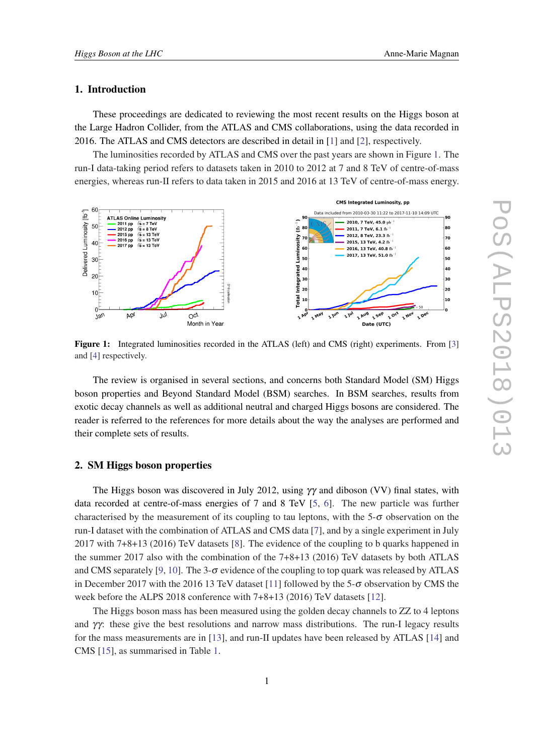## 1. Introduction

These proceedings are dedicated to reviewing the most recent results on the Higgs boson at the Large Hadron Collider, from the ATLAS and CMS collaborations, using the data recorded in 2016. The ATLAS and CMS detectors are described in detail in [1] and [2], respectively.

The luminosities recorded by ATLAS and CMS over the past years are shown in Figure 1. The run-I data-taking period refers to datasets taken in 2010 to 2012 at 7 and 8 TeV of centre-of-mass energies, whereas run-II refers to data taken in 2015 and 2016 at 13 TeV of centre-of-mass energy.

**Figure 1:** Integrated luminosities recorded in the ATLAS (left) and CMS (right) experiments. From [3] and [4] respectively.

The review is organised in several sections, and concerns both Standard Model (SM) Higgs boson properties and Beyond Standard Model (BSM) searches. In BSM searches, results from exotic decay channels as well as additional neutral and charged Higgs bosons are considered. The reader is referred to the references for more details about the way the analyses are performed and their complete sets of results.

## 2. SM Higgs boson properties

The Higgs boson was discovered in July 2012, using $\gamma\gamma$ and diboson (VV) final states, with data recorded at centre-of-mass energies of 7 and 8 TeV [5, 6]. The new particle was further characterised by the measurement of its coupling to tau leptons, with the 5-$\sigma$ observation on the run-I dataset with the combination of ATLAS and CMS data [7], and by a single experiment in July 2017 with 7+8+13 (2016) TeV datasets [8]. The evidence of the coupling to b quarks happened in the summer 2017 also with the combination of the 7+8+13 (2016) TeV datasets by both ATLAS and CMS separately [9, 10]. The 3-$\sigma$ evidence of the coupling to top quark was released by ATLAS in December 2017 with the 2016 13 TeV dataset [11] followed by the 5-$\sigma$ observation by CMS the week before the ALPS 2018 conference with 7+8+13 (2016) TeV datasets [12].

The Higgs boson mass has been measured using the golden decay channels to ZZ to 4 leptons and $\gamma\gamma$: these give the best resolutions and narrow mass distributions. The run-I legacy results for the mass measurements are in [13], and run-II updates have been released by ATLAS [14] and CMS [15], as summarised in Table 1.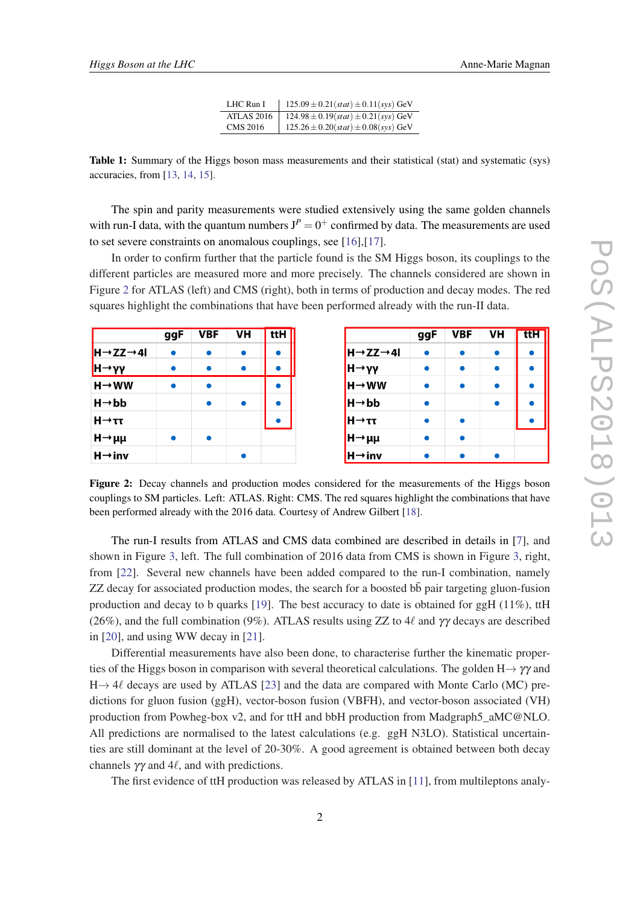| LHC Run I | $125.09 \pm 0.21(stat) \pm 0.11(sys)$ GeV |
|---|---|
| ATLAS 2016 | $124.98 \pm 0.19(stat) \pm 0.21(sys)$ GeV |
| CMS 2016 | $125.26 \pm 0.20(stat) \pm 0.08(sys)$ GeV |

**Table 1:** Summary of the Higgs boson mass measurements and their statistical (stat) and systematic (sys) accuracies, from [13, 14, 15].

The spin and parity measurements were studied extensively using the same golden channels with run-I data, with the quantum numbers $J^P = 0^+$ confirmed by data. The measurements are used to set severe constraints on anomalous couplings, see [16],[17].

In order to confirm further that the particle found is the SM Higgs boson, its couplings to the different particles are measured more and more precisely. The channels considered are shown in Figure 2 for ATLAS (left) and CMS (right), both in terms of production and decay modes. The red squares highlight the combinations that have been performed already with the run-II data.

ATLAS (left):

| | ggF | VBF | VH | ttH |
|---|---|---|---|---|
| H→ZZ→4l | • | • | • | • |
| H→γγ | • | • | • | • |
| H→WW | • | • | | • |
| H→bb | | • | • | • |
| H→ττ | | | | • |
| H→μμ | • | • | | |
| H→inv | | | • | |

CMS (right):

| | ggF | VBF | VH | ttH |
|---|---|---|---|---|
| H→ZZ→4l | • | • | • | • |
| H→γγ | • | • | • | • |
| H→WW | • | • | • | • |
| H→bb | • | | • | • |
| H→ττ | • | • | | • |
| H→μμ | • | • | | |
| H→inv | • | • | • | |

**Figure 2:** Decay channels and production modes considered for the measurements of the Higgs boson couplings to SM particles. Left: ATLAS. Right: CMS. The red squares highlight the combinations that have been performed already with the 2016 data. Courtesy of Andrew Gilbert [18].

The run-I results from ATLAS and CMS data combined are described in details in [7], and shown in Figure 3, left. The full combination of 2016 data from CMS is shown in Figure 3, right, from [22]. Several new channels have been added compared to the run-I combination, namely ZZ decay for associated production modes, the search for a boosted $b\bar{b}$ pair targeting gluon-fusion production and decay to b quarks [19]. The best accuracy to date is obtained for ggH (11%), ttH (26%), and the full combination (9%). ATLAS results using ZZ to $4\ell$ and $\gamma\gamma$ decays are described in [20], and using WW decay in [21].

Differential measurements have also been done, to characterise further the kinematic properties of the Higgs boson in comparison with several theoretical calculations. The golden $H \rightarrow \gamma\gamma$ and $H \rightarrow 4\ell$ decays are used by ATLAS [23] and the data are compared with Monte Carlo (MC) predictions for gluon fusion (ggH), vector-boson fusion (VBFH), and vector-boson associated (VH) production from Powheg-box v2, and for ttH and bbH production from Madgraph5_aMC@NLO. All predictions are normalised to the latest calculations (e.g. ggH N3LO). Statistical uncertainties are still dominant at the level of 20-30%. A good agreement is obtained between both decay channels $\gamma\gamma$ and $4\ell$, and with predictions.

The first evidence of ttH production was released by ATLAS in [11], from multileptons analy-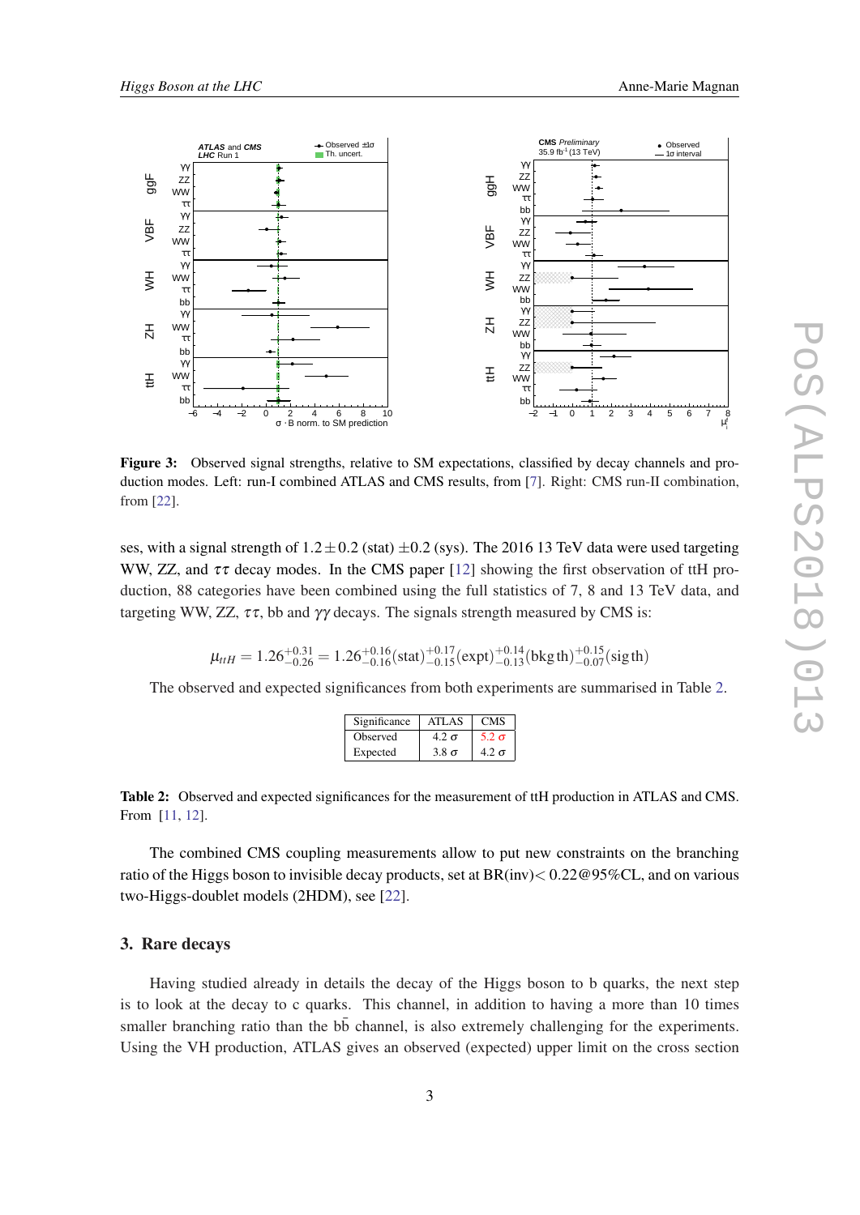**Figure 3:** Observed signal strengths, relative to SM expectations, classified by decay channels and production modes. Left: run-I combined ATLAS and CMS results, from [7]. Right: CMS run-II combination, from [22].

ses, with a signal strength of $1.2 \pm 0.2$ (stat) $\pm 0.2$ (sys). The 2016 13 TeV data were used targeting WW, ZZ, and $\tau\tau$ decay modes. In the CMS paper [12] showing the first observation of ttH production, 88 categories have been combined using the full statistics of 7, 8 and 13 TeV data, and targeting WW, ZZ, $\tau\tau$, bb and $\gamma\gamma$ decays. The signals strength measured by CMS is:

$$\mu_{ttH} = 1.26^{+0.31}_{-0.26} = 1.26^{+0.16}_{-0.16}(\text{stat})^{+0.17}_{-0.15}(\text{expt})^{+0.14}_{-0.13}(\text{bkg th})^{+0.15}_{-0.07}(\text{sig th})$$

The observed and expected significances from both experiments are summarised in Table 2.

| Significance | ATLAS | CMS |
|---|---|---|
| Observed | 4.2 $\sigma$ | 5.2 $\sigma$ |
| Expected | 3.8 $\sigma$ | 4.2 $\sigma$ |

**Table 2:** Observed and expected significances for the measurement of ttH production in ATLAS and CMS. From [11, 12].

The combined CMS coupling measurements allow to put new constraints on the branching ratio of the Higgs boson to invisible decay products, set at BR(inv)$<$ 0.22@95%CL, and on various two-Higgs-doublet models (2HDM), see [22].

## 3. Rare decays

Having studied already in details the decay of the Higgs boson to b quarks, the next step is to look at the decay to c quarks. This channel, in addition to having a more than 10 times smaller branching ratio than the $b\bar{b}$ channel, is also extremely challenging for the experiments. Using the VH production, ATLAS gives an observed (expected) upper limit on the cross section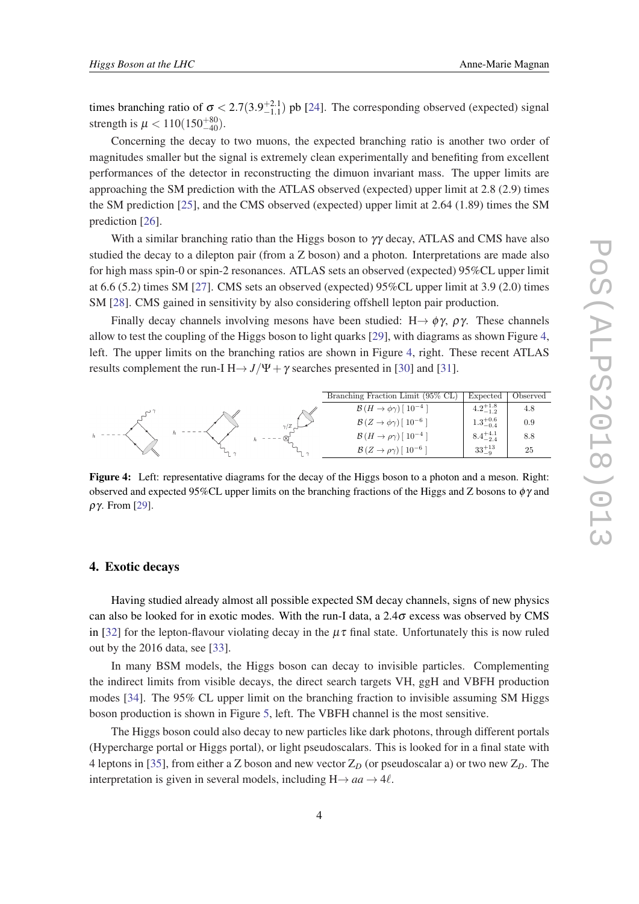times branching ratio of $\sigma < 2.7(3.9^{+2.1}_{-1.1})$ pb [24]. The corresponding observed (expected) signal strength is $\mu < 110(150^{+80}_{-40})$.

Concerning the decay to two muons, the expected branching ratio is another two order of magnitudes smaller but the signal is extremely clean experimentally and benefiting from excellent performances of the detector in reconstructing the dimuon invariant mass. The upper limits are approaching the SM prediction with the ATLAS observed (expected) upper limit at 2.8 (2.9) times the SM prediction [25], and the CMS observed (expected) upper limit at 2.64 (1.89) times the SM prediction [26].

With a similar branching ratio than the Higgs boson to $\gamma\gamma$ decay, ATLAS and CMS have also studied the decay to a dilepton pair (from a Z boson) and a photon. Interpretations are made also for high mass spin-0 or spin-2 resonances. ATLAS sets an observed (expected) 95%CL upper limit at 6.6 (5.2) times SM [27]. CMS sets an observed (expected) 95%CL upper limit at 3.9 (2.0) times SM [28]. CMS gained in sensitivity by also considering offshell lepton pair production.

Finally decay channels involving mesons have been studied: H$\rightarrow \phi\gamma$, $\rho\gamma$. These channels allow to test the coupling of the Higgs boson to light quarks [29], with diagrams as shown Figure 4, left. The upper limits on the branching ratios are shown in Figure 4, right. These recent ATLAS results complement the run-I H$\rightarrow J/\Psi + \gamma$ searches presented in [30] and [31].

| Branching Fraction Limit (95% CL) | Expected | Observed |
|---|---|---|
| $\mathcal{B}(H \rightarrow \phi\gamma)\,[10^{-4}]$ | $4.2^{+1.8}_{-1.2}$ | 4.8 |
| $\mathcal{B}(Z \rightarrow \phi\gamma)\,[10^{-6}]$ | $1.3^{+0.6}_{-0.4}$ | 0.9 |
| $\mathcal{B}(H \rightarrow \rho\gamma)\,[10^{-4}]$ | $8.4^{+4.1}_{-2.4}$ | 8.8 |
| $\mathcal{B}(Z \rightarrow \rho\gamma)\,[10^{-6}]$ | $33^{+13}_{-9}$ | 25 |

**Figure 4:** Left: representative diagrams for the decay of the Higgs boson to a photon and a meson. Right: observed and expected 95%CL upper limits on the branching fractions of the Higgs and Z bosons to $\phi\gamma$ and $\rho\gamma$. From [29].

## 4. Exotic decays

Having studied already almost all possible expected SM decay channels, signs of new physics can also be looked for in exotic modes. With the run-I data, a $2.4\sigma$ excess was observed by CMS in [32] for the lepton-flavour violating decay in the $\mu\tau$ final state. Unfortunately this is now ruled out by the 2016 data, see [33].

In many BSM models, the Higgs boson can decay to invisible particles. Complementing the indirect limits from visible decays, the direct search targets VH, ggH and VBFH production modes [34]. The 95% CL upper limit on the branching fraction to invisible assuming SM Higgs boson production is shown in Figure 5, left. The VBFH channel is the most sensitive.

The Higgs boson could also decay to new particles like dark photons, through different portals (Hypercharge portal or Higgs portal), or light pseudoscalars. This is looked for in a final state with 4 leptons in [35], from either a Z boson and new vector $Z_D$ (or pseudoscalar a) or two new $Z_D$. The interpretation is given in several models, including H$\rightarrow aa \rightarrow 4\ell$.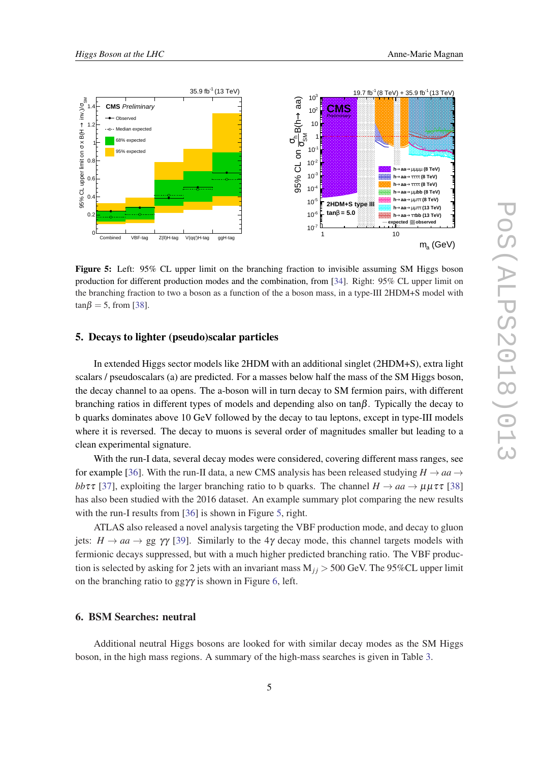**Figure 5:** Left: 95% CL upper limit on the branching fraction to invisible assuming SM Higgs boson production for different production modes and the combination, from [34]. Right: 95% CL upper limit on the branching fraction to two a boson as a function of the a boson mass, in a type-III 2HDM+S model with $\tan\beta = 5$, from [38].

## 5. Decays to lighter (pseudo)scalar particles

In extended Higgs sector models like 2HDM with an additional singlet (2HDM+S), extra light scalars / pseudoscalars (a) are predicted. For a masses below half the mass of the SM Higgs boson, the decay channel to aa opens. The a-boson will in turn decay to SM fermion pairs, with different branching ratios in different types of models and depending also on $\tan\beta$. Typically the decay to b quarks dominates above 10 GeV followed by the decay to tau leptons, except in type-III models where it is reversed. The decay to muons is several order of magnitudes smaller but leading to a clean experimental signature.

With the run-I data, several decay modes were considered, covering different mass ranges, see for example [36]. With the run-II data, a new CMS analysis has been released studying $H \to aa \to bb\tau\tau$ [37], exploiting the larger branching ratio to b quarks. The channel $H \to aa \to \mu\mu\tau\tau$ [38] has also been studied with the 2016 dataset. An example summary plot comparing the new results with the run-I results from [36] is shown in Figure 5, right.

ATLAS also released a novel analysis targeting the VBF production mode, and decay to gluon jets: $H \to aa \to gg\ \gamma\gamma$ [39]. Similarly to the $4\gamma$ decay mode, this channel targets models with fermionic decays suppressed, but with a much higher predicted branching ratio. The VBF production is selected by asking for 2 jets with an invariant mass $M_{jj} > 500$ GeV. The 95%CL upper limit on the branching ratio to $gg\gamma\gamma$ is shown in Figure 6, left.

## 6. BSM Searches: neutral

Additional neutral Higgs bosons are looked for with similar decay modes as the SM Higgs boson, in the high mass regions. A summary of the high-mass searches is given in Table 3.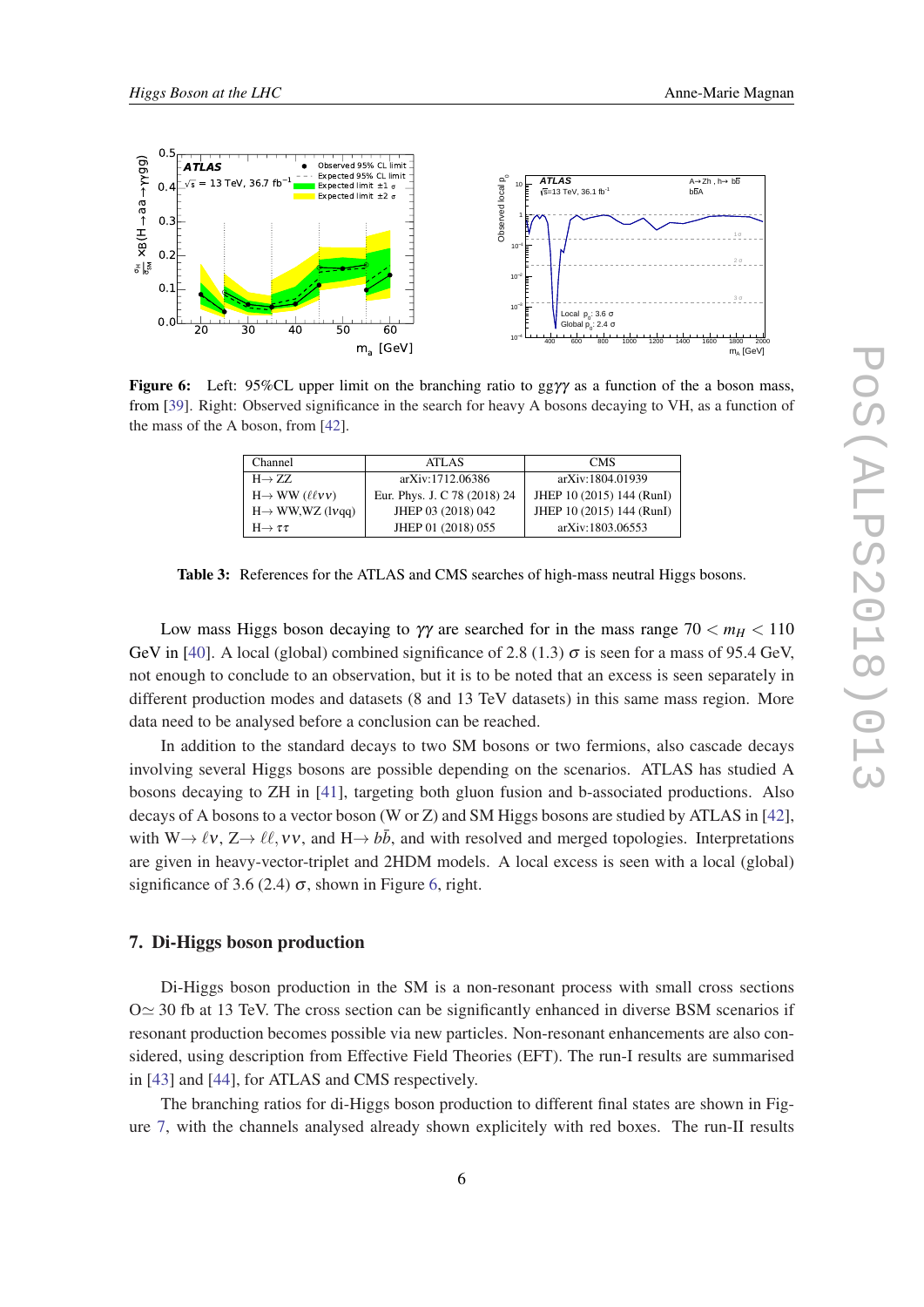**Figure 6:** Left: 95%CL upper limit on the branching ratio to $gg\gamma\gamma$ as a function of the a boson mass, from [39]. Right: Observed significance in the search for heavy A bosons decaying to VH, as a function of the mass of the A boson, from [42].

| Channel | ATLAS | CMS |
|---|---|---|
| $H\rightarrow ZZ$ | arXiv:1712.06386 | arXiv:1804.01939 |
| $H\rightarrow WW$ ($\ell\ell\nu\nu$) | Eur. Phys. J. C 78 (2018) 24 | JHEP 10 (2015) 144 (RunI) |
| $H\rightarrow WW,WZ$ (lvqq) | JHEP 03 (2018) 042 | JHEP 10 (2015) 144 (RunI) |
| $H\rightarrow \tau\tau$ | JHEP 01 (2018) 055 | arXiv:1803.06553 |

**Table 3:** References for the ATLAS and CMS searches of high-mass neutral Higgs bosons.

Low mass Higgs boson decaying to $\gamma\gamma$ are searched for in the mass range $70 < m_H < 110$ GeV in [40]. A local (global) combined significance of 2.8 (1.3) $\sigma$ is seen for a mass of 95.4 GeV, not enough to conclude to an observation, but it is to be noted that an excess is seen separately in different production modes and datasets (8 and 13 TeV datasets) in this same mass region. More data need to be analysed before a conclusion can be reached.

In addition to the standard decays to two SM bosons or two fermions, also cascade decays involving several Higgs bosons are possible depending on the scenarios. ATLAS has studied A bosons decaying to ZH in [41], targeting both gluon fusion and b-associated productions. Also decays of A bosons to a vector boson (W or Z) and SM Higgs bosons are studied by ATLAS in [42], with $W\rightarrow \ell\nu$, $Z\rightarrow \ell\ell, \nu\nu$, and $H\rightarrow b\bar{b}$, and with resolved and merged topologies. Interpretations are given in heavy-vector-triplet and 2HDM models. A local excess is seen with a local (global) significance of 3.6 (2.4) $\sigma$, shown in Figure 6, right.

## 7. Di-Higgs boson production

Di-Higgs boson production in the SM is a non-resonant process with small cross sections O$\simeq$ 30 fb at 13 TeV. The cross section can be significantly enhanced in diverse BSM scenarios if resonant production becomes possible via new particles. Non-resonant enhancements are also considered, using description from Effective Field Theories (EFT). The run-I results are summarised in [43] and [44], for ATLAS and CMS respectively.

The branching ratios for di-Higgs boson production to different final states are shown in Figure 7, with the channels analysed already shown explicitely with red boxes. The run-II results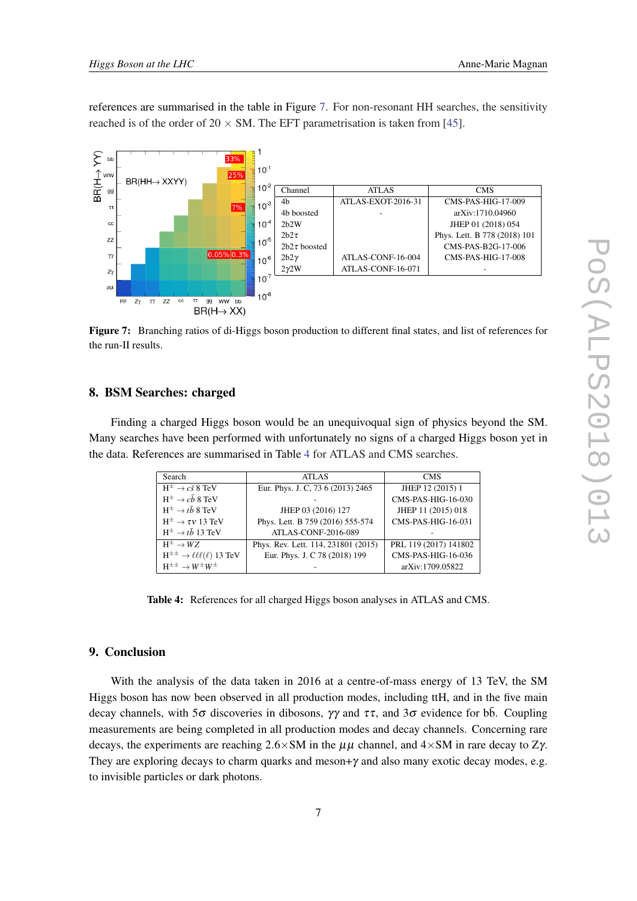references are summarised in the table in Figure 7. For non-resonant HH searches, the sensitivity reached is of the order of 20 × SM. The EFT parametrisation is taken from [45].

| Channel | ATLAS | CMS |
|---|---|---|
| 4b | ATLAS-EXOT-2016-31 | CMS-PAS-HIG-17-009 |
| 4b boosted | - | arXiv:1710.04960 |
| 2b2W | | JHEP 01 (2018) 054 |
| $2b2\tau$ | | Phys. Lett. B 778 (2018) 101 |
| $2b2\tau$ boosted | | CMS-PAS-B2G-17-006 |
| $2b2\gamma$ | ATLAS-CONF-16-004 | CMS-PAS-HIG-17-008 |
| $2\gamma$2W | ATLAS-CONF-16-071 | - |

**Figure 7:** Branching ratios of di-Higgs boson production to different final states, and list of references for the run-II results.

## 8. BSM Searches: charged

Finding a charged Higgs boson would be an unequivoqual sign of physics beyond the SM. Many searches have been performed with unfortunately no signs of a charged Higgs boson yet in the data. References are summarised in Table 4 for ATLAS and CMS searches.

| Search | ATLAS | CMS |
|---|---|---|
| $H^{\pm} \to c\bar{s}$ 8 TeV | Eur. Phys. J. C, 73 6 (2013) 2465 | JHEP 12 (2015) 1 |
| $H^{\pm} \to c\bar{b}$ 8 TeV | - | CMS-PAS-HIG-16-030 |
| $H^{\pm} \to t\bar{b}$ 8 TeV | JHEP 03 (2016) 127 | JHEP 11 (2015) 018 |
| $H^{\pm} \to \tau\nu$ 13 TeV | Phys. Lett. B 759 (2016) 555-574 | CMS-PAS-HIG-16-031 |
| $H^{\pm} \to t\bar{b}$ 13 TeV | ATLAS-CONF-2016-089 | - |
| $H^{\pm} \to WZ$ | Phys. Rev. Lett. 114, 231801 (2015) | PRL 119 (2017) 141802 |
| $H^{\pm\pm} \to \ell\ell(\ell)$ 13 TeV | Eur. Phys. J. C 78 (2018) 199 | CMS-PAS-HIG-16-036 |
| $H^{\pm\pm} \to W^{\pm}W^{\pm}$ | - | arXiv:1709.05822 |

**Table 4:** References for all charged Higgs boson analyses in ATLAS and CMS.

## 9. Conclusion

With the analysis of the data taken in 2016 at a centre-of-mass energy of 13 TeV, the SM Higgs boson has now been observed in all production modes, including ttH, and in the five main decay channels, with $5\sigma$ discoveries in dibosons, $\gamma\gamma$ and $\tau\tau$, and $3\sigma$ evidence for $b\bar{b}$. Coupling measurements are being completed in all production modes and decay channels. Concerning rare decays, the experiments are reaching $2.6\times$SM in the $\mu\mu$ channel, and $4\times$SM in rare decay to $Z\gamma$. They are exploring decays to charm quarks and meson+$\gamma$ and also many exotic decay modes, e.g. to invisible particles or dark photons.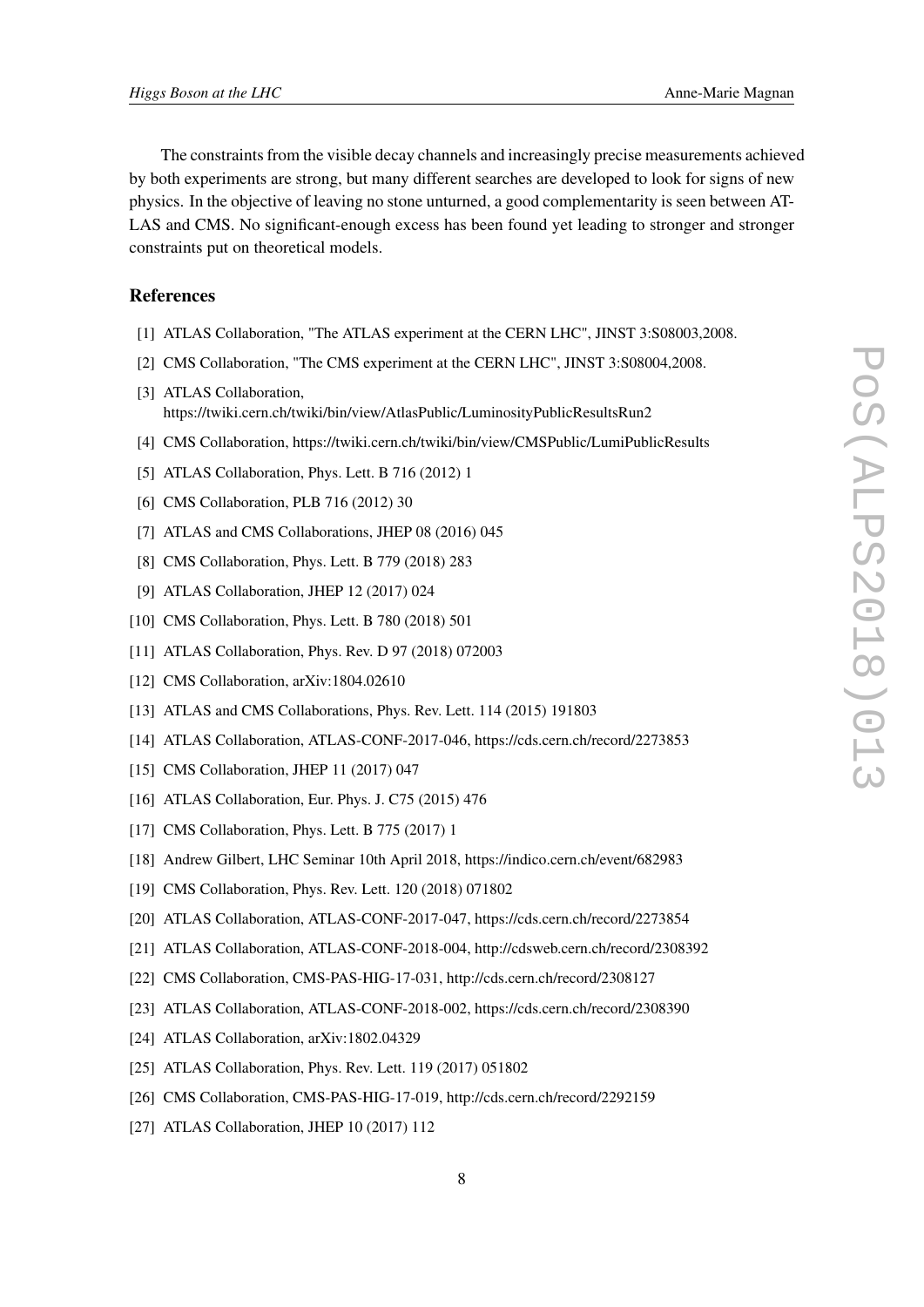The constraints from the visible decay channels and increasingly precise measurements achieved by both experiments are strong, but many different searches are developed to look for signs of new physics. In the objective of leaving no stone unturned, a good complementarity is seen between ATLAS and CMS. No significant-enough excess has been found yet leading to stronger and stronger constraints put on theoretical models.

## References

[1] ATLAS Collaboration, "The ATLAS experiment at the CERN LHC", JINST 3:S08003,2008.

[2] CMS Collaboration, "The CMS experiment at the CERN LHC", JINST 3:S08004,2008.

[3] ATLAS Collaboration, https://twiki.cern.ch/twiki/bin/view/AtlasPublic/LuminosityPublicResultsRun2

[4] CMS Collaboration, https://twiki.cern.ch/twiki/bin/view/CMSPublic/LumiPublicResults

[5] ATLAS Collaboration, Phys. Lett. B 716 (2012) 1

[6] CMS Collaboration, PLB 716 (2012) 30

[7] ATLAS and CMS Collaborations, JHEP 08 (2016) 045

[8] CMS Collaboration, Phys. Lett. B 779 (2018) 283

[9] ATLAS Collaboration, JHEP 12 (2017) 024

[10] CMS Collaboration, Phys. Lett. B 780 (2018) 501

[11] ATLAS Collaboration, Phys. Rev. D 97 (2018) 072003

[12] CMS Collaboration, arXiv:1804.02610

[13] ATLAS and CMS Collaborations, Phys. Rev. Lett. 114 (2015) 191803

[14] ATLAS Collaboration, ATLAS-CONF-2017-046, https://cds.cern.ch/record/2273853

[15] CMS Collaboration, JHEP 11 (2017) 047

[16] ATLAS Collaboration, Eur. Phys. J. C75 (2015) 476

[17] CMS Collaboration, Phys. Lett. B 775 (2017) 1

[18] Andrew Gilbert, LHC Seminar 10th April 2018, https://indico.cern.ch/event/682983

[19] CMS Collaboration, Phys. Rev. Lett. 120 (2018) 071802

[20] ATLAS Collaboration, ATLAS-CONF-2017-047, https://cds.cern.ch/record/2273854

[21] ATLAS Collaboration, ATLAS-CONF-2018-004, http://cdsweb.cern.ch/record/2308392

[22] CMS Collaboration, CMS-PAS-HIG-17-031, http://cds.cern.ch/record/2308127

[23] ATLAS Collaboration, ATLAS-CONF-2018-002, https://cds.cern.ch/record/2308390

[24] ATLAS Collaboration, arXiv:1802.04329

[25] ATLAS Collaboration, Phys. Rev. Lett. 119 (2017) 051802

[26] CMS Collaboration, CMS-PAS-HIG-17-019, http://cds.cern.ch/record/2292159

[27] ATLAS Collaboration, JHEP 10 (2017) 112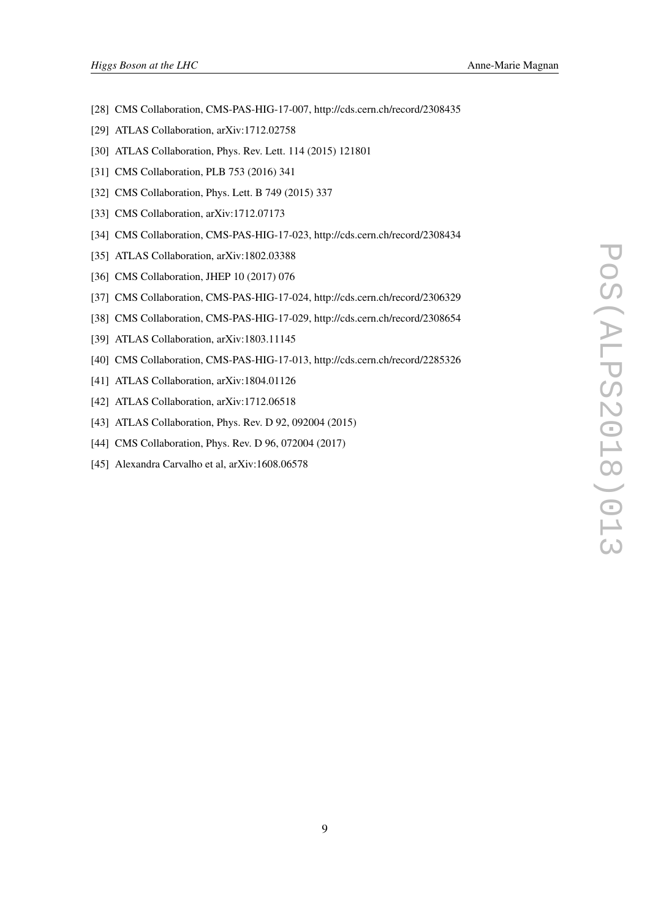[28] CMS Collaboration, CMS-PAS-HIG-17-007, http://cds.cern.ch/record/2308435

[29] ATLAS Collaboration, arXiv:1712.02758

[30] ATLAS Collaboration, Phys. Rev. Lett. 114 (2015) 121801

[31] CMS Collaboration, PLB 753 (2016) 341

[32] CMS Collaboration, Phys. Lett. B 749 (2015) 337

[33] CMS Collaboration, arXiv:1712.07173

[34] CMS Collaboration, CMS-PAS-HIG-17-023, http://cds.cern.ch/record/2308434

[35] ATLAS Collaboration, arXiv:1802.03388

[36] CMS Collaboration, JHEP 10 (2017) 076

[37] CMS Collaboration, CMS-PAS-HIG-17-024, http://cds.cern.ch/record/2306329

[38] CMS Collaboration, CMS-PAS-HIG-17-029, http://cds.cern.ch/record/2308654

[39] ATLAS Collaboration, arXiv:1803.11145

[40] CMS Collaboration, CMS-PAS-HIG-17-013, http://cds.cern.ch/record/2285326

[41] ATLAS Collaboration, arXiv:1804.01126

[42] ATLAS Collaboration, arXiv:1712.06518

[43] ATLAS Collaboration, Phys. Rev. D 92, 092004 (2015)

[44] CMS Collaboration, Phys. Rev. D 96, 072004 (2017)

[45] Alexandra Carvalho et al, arXiv:1608.06578